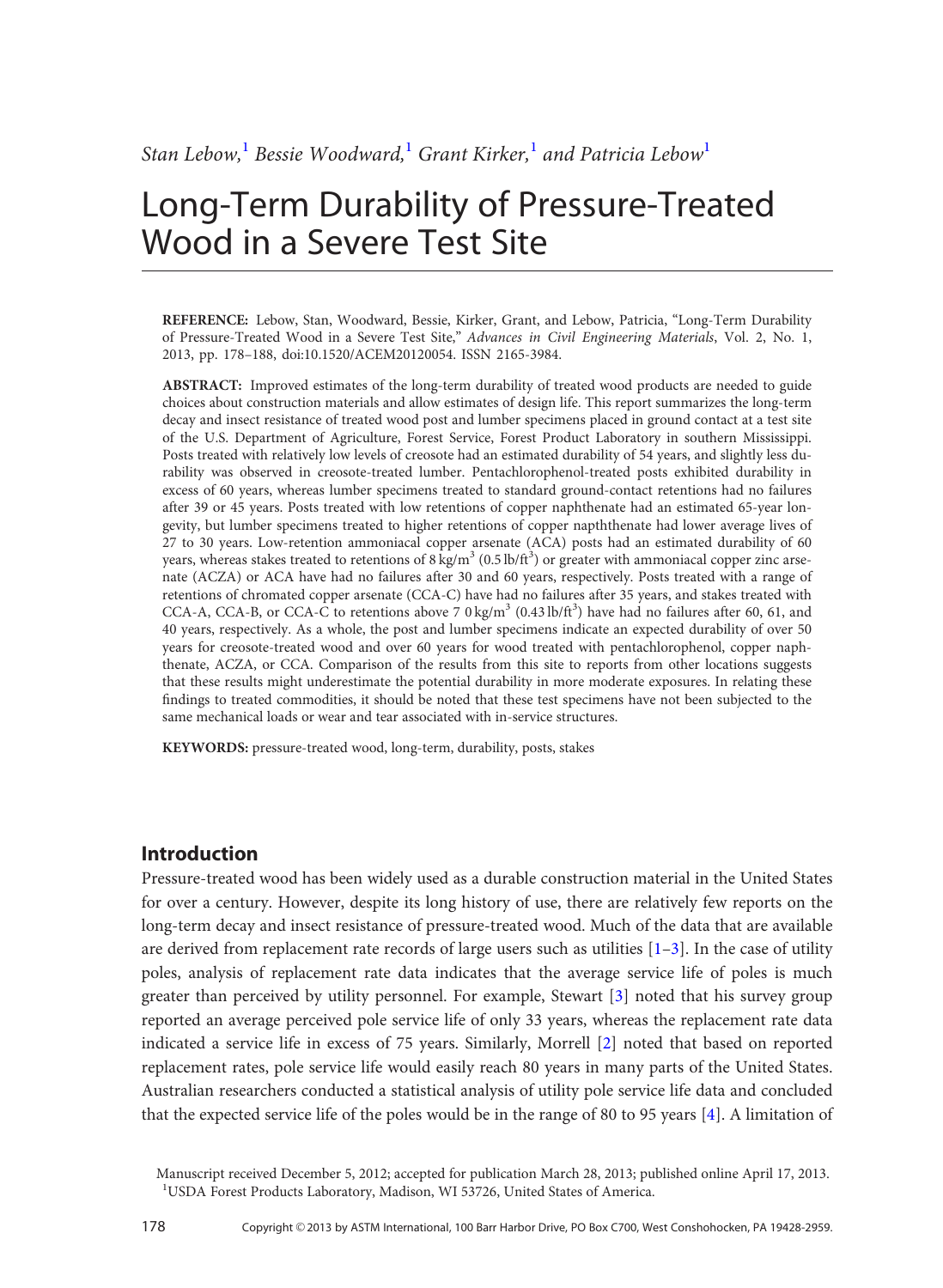*Stan Lebow,[1] Bessie Woodward,[1] Grant Kirker,[1] and Patricia Lebow[1]*

# Long-Term Durability of Pressure-Treated Wood in a Severe Test Site

**REFERENCE:** Lebow, Stan, Woodward, Bessie, Kirker, Grant, and Lebow, Patricia, "Long-Term Durability of Pressure-Treated Wood in a Severe Test Site," *Advances in Civil Engineering Materials*, Vol. 2, No. 1, 2013, pp. 178–188, doi:10.1520/ACEM20120054. ISSN 2165-3984.

**ABSTRACT:** Improved estimates of the long-term durability of treated wood products are needed to guide choices about construction materials and allow estimates of design life. This report summarizes the long-term decay and insect resistance of treated wood post and lumber specimens placed in ground contact at a test site of the U.S. Department of Agriculture, Forest Service, Forest Product Laboratory in southern Mississippi. Posts treated with relatively low levels of creosote had an estimated durability of 54 years, and slightly less durability was observed in creosote-treated lumber. Pentachlorophenol-treated posts exhibited durability in excess of 60 years, whereas lumber specimens treated to standard ground-contact retentions had no failures after 39 or 45 years. Posts treated with low retentions of copper naphthenate had an estimated 65-year longevity, but lumber specimens treated to higher retentions of copper napththenate had lower average lives of 27 to 30 years. Low-retention ammoniacal copper arsenate (ACA) posts had an estimated durability of 60 years, whereas stakes treated to retentions of 8 $kg/m^3$ (0.5 $lb/ft^3$) or greater with ammoniacal copper zinc arsenate (ACZA) or ACA have had no failures after 30 and 60 years, respectively. Posts treated with a range of retentions of chromated copper arsenate (CCA-C) have had no failures after 35 years, and stakes treated with CCA-A, CCA-B, or CCA-C to retentions above 7 0 $kg/m^3$ (0.43 $lb/ft^3$) have had no failures after 60, 61, and 40 years, respectively. As a whole, the post and lumber specimens indicate an expected durability of over 50 years for creosote-treated wood and over 60 years for wood treated with pentachlorophenol, copper naphthenate, ACZA, or CCA. Comparison of the results from this site to reports from other locations suggests that these results might underestimate the potential durability in more moderate exposures. In relating these findings to treated commodities, it should be noted that these test specimens have not been subjected to the same mechanical loads or wear and tear associated with in-service structures.

**KEYWORDS:** pressure-treated wood, long-term, durability, posts, stakes

## Introduction

Pressure-treated wood has been widely used as a durable construction material in the United States for over a century. However, despite its long history of use, there are relatively few reports on the long-term decay and insect resistance of pressure-treated wood. Much of the data that are available are derived from replacement rate records of large users such as utilities [1–3]. In the case of utility poles, analysis of replacement rate data indicates that the average service life of poles is much greater than perceived by utility personnel. For example, Stewart [3] noted that his survey group reported an average perceived pole service life of only 33 years, whereas the replacement rate data indicated a service life in excess of 75 years. Similarly, Morrell [2] noted that based on reported replacement rates, pole service life would easily reach 80 years in many parts of the United States. Australian researchers conducted a statistical analysis of utility pole service life data and concluded that the expected service life of the poles would be in the range of 80 to 95 years [4]. A limitation of

Manuscript received December 5, 2012; accepted for publication March 28, 2013; published online April 17, 2013.
[1]USDA Forest Products Laboratory, Madison, WI 53726, United States of America.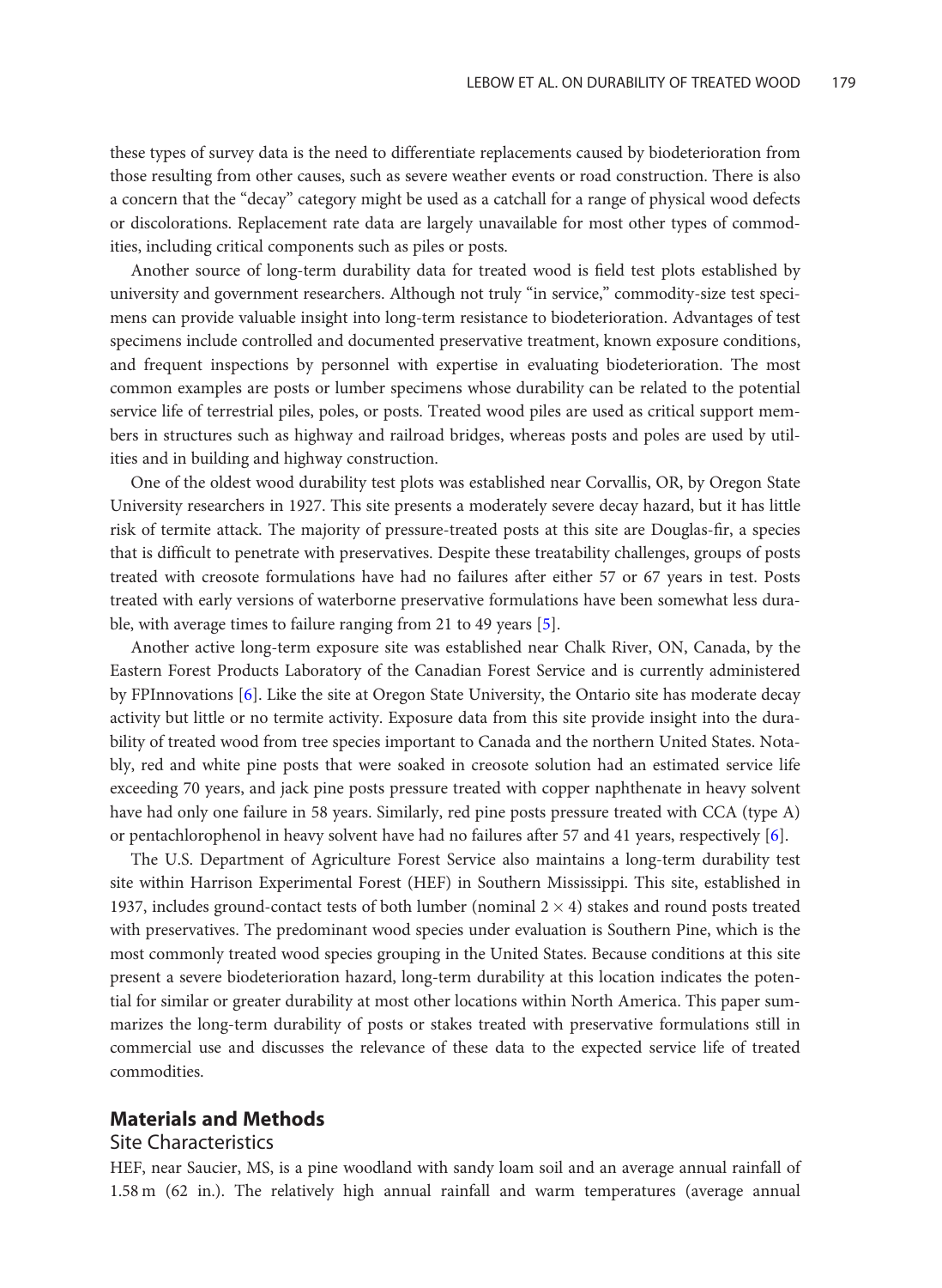these types of survey data is the need to differentiate replacements caused by biodeterioration from those resulting from other causes, such as severe weather events or road construction. There is also a concern that the "decay" category might be used as a catchall for a range of physical wood defects or discolorations. Replacement rate data are largely unavailable for most other types of commodities, including critical components such as piles or posts.

Another source of long-term durability data for treated wood is field test plots established by university and government researchers. Although not truly "in service," commodity-size test specimens can provide valuable insight into long-term resistance to biodeterioration. Advantages of test specimens include controlled and documented preservative treatment, known exposure conditions, and frequent inspections by personnel with expertise in evaluating biodeterioration. The most common examples are posts or lumber specimens whose durability can be related to the potential service life of terrestrial piles, poles, or posts. Treated wood piles are used as critical support members in structures such as highway and railroad bridges, whereas posts and poles are used by utilities and in building and highway construction.

One of the oldest wood durability test plots was established near Corvallis, OR, by Oregon State University researchers in 1927. This site presents a moderately severe decay hazard, but it has little risk of termite attack. The majority of pressure-treated posts at this site are Douglas-fir, a species that is difficult to penetrate with preservatives. Despite these treatability challenges, groups of posts treated with creosote formulations have had no failures after either 57 or 67 years in test. Posts treated with early versions of waterborne preservative formulations have been somewhat less durable, with average times to failure ranging from 21 to 49 years [5].

Another active long-term exposure site was established near Chalk River, ON, Canada, by the Eastern Forest Products Laboratory of the Canadian Forest Service and is currently administered by FPInnovations [6]. Like the site at Oregon State University, the Ontario site has moderate decay activity but little or no termite activity. Exposure data from this site provide insight into the durability of treated wood from tree species important to Canada and the northern United States. Notably, red and white pine posts that were soaked in creosote solution had an estimated service life exceeding 70 years, and jack pine posts pressure treated with copper naphthenate in heavy solvent have had only one failure in 58 years. Similarly, red pine posts pressure treated with CCA (type A) or pentachlorophenol in heavy solvent have had no failures after 57 and 41 years, respectively [6].

The U.S. Department of Agriculture Forest Service also maintains a long-term durability test site within Harrison Experimental Forest (HEF) in Southern Mississippi. This site, established in 1937, includes ground-contact tests of both lumber (nominal $2 \times 4$) stakes and round posts treated with preservatives. The predominant wood species under evaluation is Southern Pine, which is the most commonly treated wood species grouping in the United States. Because conditions at this site present a severe biodeterioration hazard, long-term durability at this location indicates the potential for similar or greater durability at most other locations within North America. This paper summarizes the long-term durability of posts or stakes treated with preservative formulations still in commercial use and discusses the relevance of these data to the expected service life of treated commodities.

## Materials and Methods

### Site Characteristics

HEF, near Saucier, MS, is a pine woodland with sandy loam soil and an average annual rainfall of 1.58 m (62 in.). The relatively high annual rainfall and warm temperatures (average annual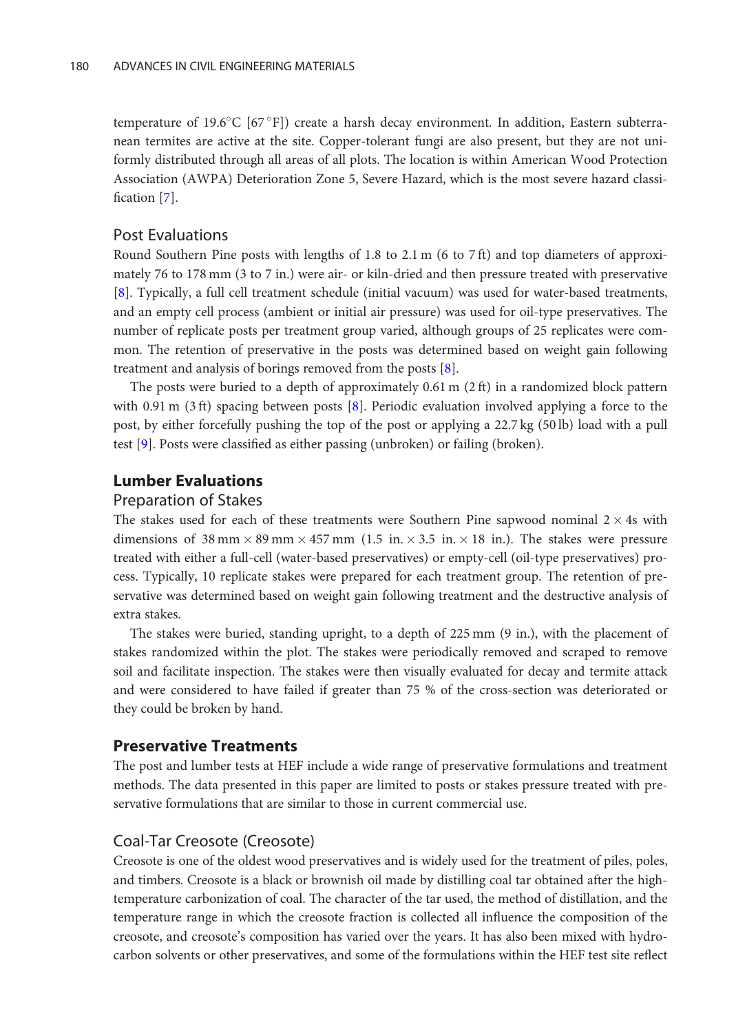temperature of 19.6°C [67°F]) create a harsh decay environment. In addition, Eastern subterranean termites are active at the site. Copper-tolerant fungi are also present, but they are not uniformly distributed through all areas of all plots. The location is within American Wood Protection Association (AWPA) Deterioration Zone 5, Severe Hazard, which is the most severe hazard classification [7].

### Post Evaluations

Round Southern Pine posts with lengths of 1.8 to 2.1 m (6 to 7 ft) and top diameters of approximately 76 to 178 mm (3 to 7 in.) were air- or kiln-dried and then pressure treated with preservative [8]. Typically, a full cell treatment schedule (initial vacuum) was used for water-based treatments, and an empty cell process (ambient or initial air pressure) was used for oil-type preservatives. The number of replicate posts per treatment group varied, although groups of 25 replicates were common. The retention of preservative in the posts was determined based on weight gain following treatment and analysis of borings removed from the posts [8].

The posts were buried to a depth of approximately 0.61 m (2 ft) in a randomized block pattern with 0.91 m (3 ft) spacing between posts [8]. Periodic evaluation involved applying a force to the post, by either forcefully pushing the top of the post or applying a 22.7 kg (50 lb) load with a pull test [9]. Posts were classified as either passing (unbroken) or failing (broken).

## Lumber Evaluations

### Preparation of Stakes

The stakes used for each of these treatments were Southern Pine sapwood nominal $2 \times 4$s with dimensions of $38\,\text{mm} \times 89\,\text{mm} \times 457\,\text{mm}$ (1.5 in. $\times$ 3.5 in. $\times$ 18 in.). The stakes were pressure treated with either a full-cell (water-based preservatives) or empty-cell (oil-type preservatives) process. Typically, 10 replicate stakes were prepared for each treatment group. The retention of preservative was determined based on weight gain following treatment and the destructive analysis of extra stakes.

The stakes were buried, standing upright, to a depth of 225 mm (9 in.), with the placement of stakes randomized within the plot. The stakes were periodically removed and scraped to remove soil and facilitate inspection. The stakes were then visually evaluated for decay and termite attack and were considered to have failed if greater than 75 % of the cross-section was deteriorated or they could be broken by hand.

## Preservative Treatments

The post and lumber tests at HEF include a wide range of preservative formulations and treatment methods. The data presented in this paper are limited to posts or stakes pressure treated with preservative formulations that are similar to those in current commercial use.

### Coal-Tar Creosote (Creosote)

Creosote is one of the oldest wood preservatives and is widely used for the treatment of piles, poles, and timbers. Creosote is a black or brownish oil made by distilling coal tar obtained after the high-temperature carbonization of coal. The character of the tar used, the method of distillation, and the temperature range in which the creosote fraction is collected all influence the composition of the creosote, and creosote's composition has varied over the years. It has also been mixed with hydrocarbon solvents or other preservatives, and some of the formulations within the HEF test site reflect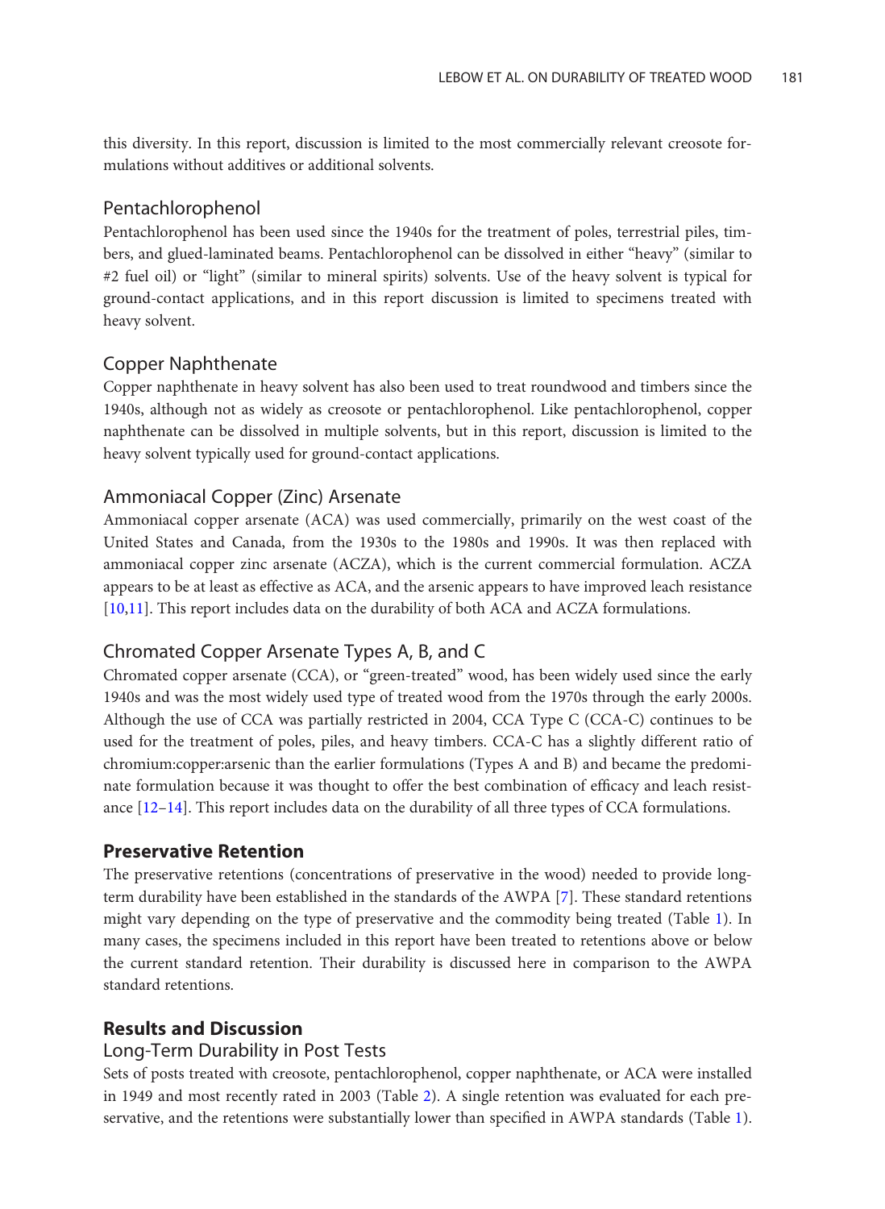this diversity. In this report, discussion is limited to the most commercially relevant creosote formulations without additives or additional solvents.

### Pentachlorophenol

Pentachlorophenol has been used since the 1940s for the treatment of poles, terrestrial piles, timbers, and glued-laminated beams. Pentachlorophenol can be dissolved in either "heavy" (similar to #2 fuel oil) or "light" (similar to mineral spirits) solvents. Use of the heavy solvent is typical for ground-contact applications, and in this report discussion is limited to specimens treated with heavy solvent.

### Copper Naphthenate

Copper naphthenate in heavy solvent has also been used to treat roundwood and timbers since the 1940s, although not as widely as creosote or pentachlorophenol. Like pentachlorophenol, copper naphthenate can be dissolved in multiple solvents, but in this report, discussion is limited to the heavy solvent typically used for ground-contact applications.

### Ammoniacal Copper (Zinc) Arsenate

Ammoniacal copper arsenate (ACA) was used commercially, primarily on the west coast of the United States and Canada, from the 1930s to the 1980s and 1990s. It was then replaced with ammoniacal copper zinc arsenate (ACZA), which is the current commercial formulation. ACZA appears to be at least as effective as ACA, and the arsenic appears to have improved leach resistance [10,11]. This report includes data on the durability of both ACA and ACZA formulations.

### Chromated Copper Arsenate Types A, B, and C

Chromated copper arsenate (CCA), or "green-treated" wood, has been widely used since the early 1940s and was the most widely used type of treated wood from the 1970s through the early 2000s. Although the use of CCA was partially restricted in 2004, CCA Type C (CCA-C) continues to be used for the treatment of poles, piles, and heavy timbers. CCA-C has a slightly different ratio of chromium:copper:arsenic than the earlier formulations (Types A and B) and became the predominate formulation because it was thought to offer the best combination of efficacy and leach resistance [12–14]. This report includes data on the durability of all three types of CCA formulations.

## Preservative Retention

The preservative retentions (concentrations of preservative in the wood) needed to provide long-term durability have been established in the standards of the AWPA [7]. These standard retentions might vary depending on the type of preservative and the commodity being treated (Table 1). In many cases, the specimens included in this report have been treated to retentions above or below the current standard retention. Their durability is discussed here in comparison to the AWPA standard retentions.

## Results and Discussion

### Long-Term Durability in Post Tests

Sets of posts treated with creosote, pentachlorophenol, copper naphthenate, or ACA were installed in 1949 and most recently rated in 2003 (Table 2). A single retention was evaluated for each preservative, and the retentions were substantially lower than specified in AWPA standards (Table 1).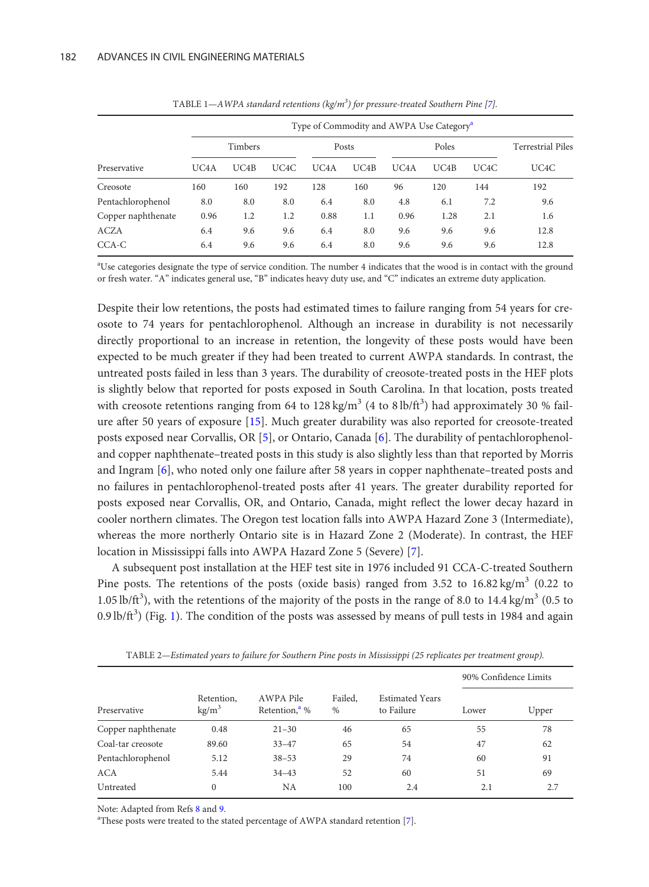TABLE 1—*AWPA standard retentions (kg/m$^3$) for pressure-treated Southern Pine [7].*

| Preservative | Type of Commodity and AWPA Use Category[a] | | | | | | | | |
|---|---|---|---|---|---|---|---|---|---|
| | Timbers | | | Posts | | Poles | | | Terrestrial Piles |
| | UC4A | UC4B | UC4C | UC4A | UC4B | UC4A | UC4B | UC4C | UC4C |
| Creosote | 160 | 160 | 192 | 128 | 160 | 96 | 120 | 144 | 192 |
| Pentachlorophenol | 8.0 | 8.0 | 8.0 | 6.4 | 8.0 | 4.8 | 6.1 | 7.2 | 9.6 |
| Copper naphthenate | 0.96 | 1.2 | 1.2 | 0.88 | 1.1 | 0.96 | 1.28 | 2.1 | 1.6 |
| ACZA | 6.4 | 9.6 | 9.6 | 6.4 | 8.0 | 9.6 | 9.6 | 9.6 | 12.8 |
| CCA-C | 6.4 | 9.6 | 9.6 | 6.4 | 8.0 | 9.6 | 9.6 | 9.6 | 12.8 |

[a]Use categories designate the type of service condition. The number 4 indicates that the wood is in contact with the ground or fresh water. "A" indicates general use, "B" indicates heavy duty use, and "C" indicates an extreme duty application.

Despite their low retentions, the posts had estimated times to failure ranging from 54 years for creosote to 74 years for pentachlorophenol. Although an increase in durability is not necessarily directly proportional to an increase in retention, the longevity of these posts would have been expected to be much greater if they had been treated to current AWPA standards. In contrast, the untreated posts failed in less than 3 years. The durability of creosote-treated posts in the HEF plots is slightly below that reported for posts exposed in South Carolina. In that location, posts treated with creosote retentions ranging from 64 to 128 kg/m$^3$ (4 to 8 lb/ft$^3$) had approximately 30 % failure after 50 years of exposure [15]. Much greater durability was also reported for creosote-treated posts exposed near Corvallis, OR [5], or Ontario, Canada [6]. The durability of pentachlorophenol- and copper naphthenate–treated posts in this study is also slightly less than that reported by Morris and Ingram [6], who noted only one failure after 58 years in copper naphthenate–treated posts and no failures in pentachlorophenol-treated posts after 41 years. The greater durability reported for posts exposed near Corvallis, OR, and Ontario, Canada, might reflect the lower decay hazard in cooler northern climates. The Oregon test location falls into AWPA Hazard Zone 3 (Intermediate), whereas the more northerly Ontario site is in Hazard Zone 2 (Moderate). In contrast, the HEF location in Mississippi falls into AWPA Hazard Zone 5 (Severe) [7].

A subsequent post installation at the HEF test site in 1976 included 91 CCA-C-treated Southern Pine posts. The retentions of the posts (oxide basis) ranged from 3.52 to 16.82 kg/m$^3$ (0.22 to 1.05 lb/ft$^3$), with the retentions of the majority of the posts in the range of 8.0 to 14.4 kg/m$^3$ (0.5 to 0.9 lb/ft$^3$) (Fig. 1). The condition of the posts was assessed by means of pull tests in 1984 and again

TABLE 2—*Estimated years to failure for Southern Pine posts in Mississippi (25 replicates per treatment group).*

| Preservative | Retention, kg/m$^3$ | AWPA Pile Retention,[a] % | Failed, % | Estimated Years to Failure | 90% Confidence Limits | |
|---|---|---|---|---|---|---|
| | | | | | Lower | Upper |
| Copper naphthenate | 0.48 | 21–30 | 46 | 65 | 55 | 78 |
| Coal-tar creosote | 89.60 | 33–47 | 65 | 54 | 47 | 62 |
| Pentachlorophenol | 5.12 | 38–53 | 29 | 74 | 60 | 91 |
| ACA | 5.44 | 34–43 | 52 | 60 | 51 | 69 |
| Untreated | 0 | NA | 100 | 2.4 | 2.1 | 2.7 |

Note: Adapted from Refs 8 and 9.

[a]These posts were treated to the stated percentage of AWPA standard retention [7].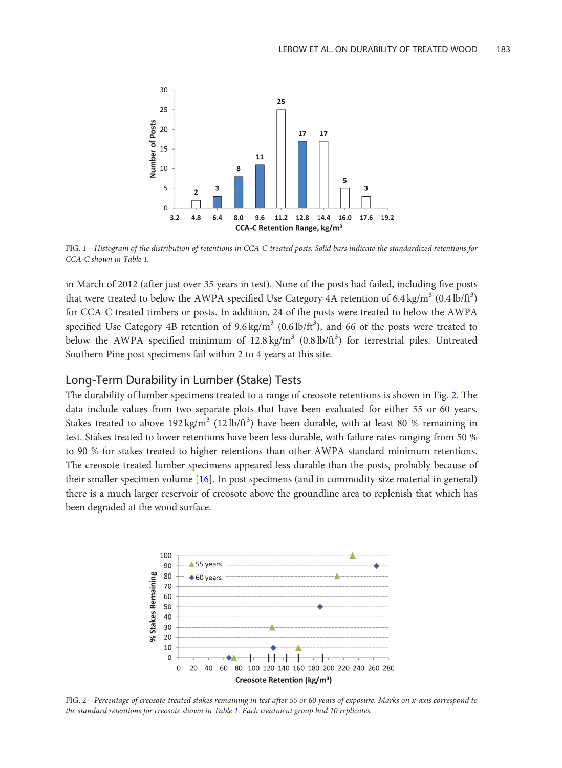FIG. 1—*Histogram of the distribution of retentions in CCA-C-treated posts. Solid bars indicate the standardized retentions for CCA-C shown in Table 1.*

in March of 2012 (after just over 35 years in test). None of the posts had failed, including five posts that were treated to below the AWPA specified Use Category 4A retention of 6.4 kg/m$^3$ (0.4 lb/ft$^3$) for CCA-C treated timbers or posts. In addition, 24 of the posts were treated to below the AWPA specified Use Category 4B retention of 9.6 kg/m$^3$ (0.6 lb/ft$^3$), and 66 of the posts were treated to below the AWPA specified minimum of 12.8 kg/m$^3$ (0.8 lb/ft$^3$) for terrestrial piles. Untreated Southern Pine post specimens fail within 2 to 4 years at this site.

## Long-Term Durability in Lumber (Stake) Tests

The durability of lumber specimens treated to a range of creosote retentions is shown in Fig. 2. The data include values from two separate plots that have been evaluated for either 55 or 60 years. Stakes treated to above 192 kg/m$^3$ (12 lb/ft$^3$) have been durable, with at least 80 % remaining in test. Stakes treated to lower retentions have been less durable, with failure rates ranging from 50 % to 90 % for stakes treated to higher retentions than other AWPA standard minimum retentions. The creosote-treated lumber specimens appeared less durable than the posts, probably because of their smaller specimen volume [16]. In post specimens (and in commodity-size material in general) there is a much larger reservoir of creosote above the groundline area to replenish that which has been degraded at the wood surface.

FIG. 2—*Percentage of creosote-treated stakes remaining in test after 55 or 60 years of exposure. Marks on x-axis correspond to the standard retentions for creosote shown in Table 1. Each treatment group had 10 replicates.*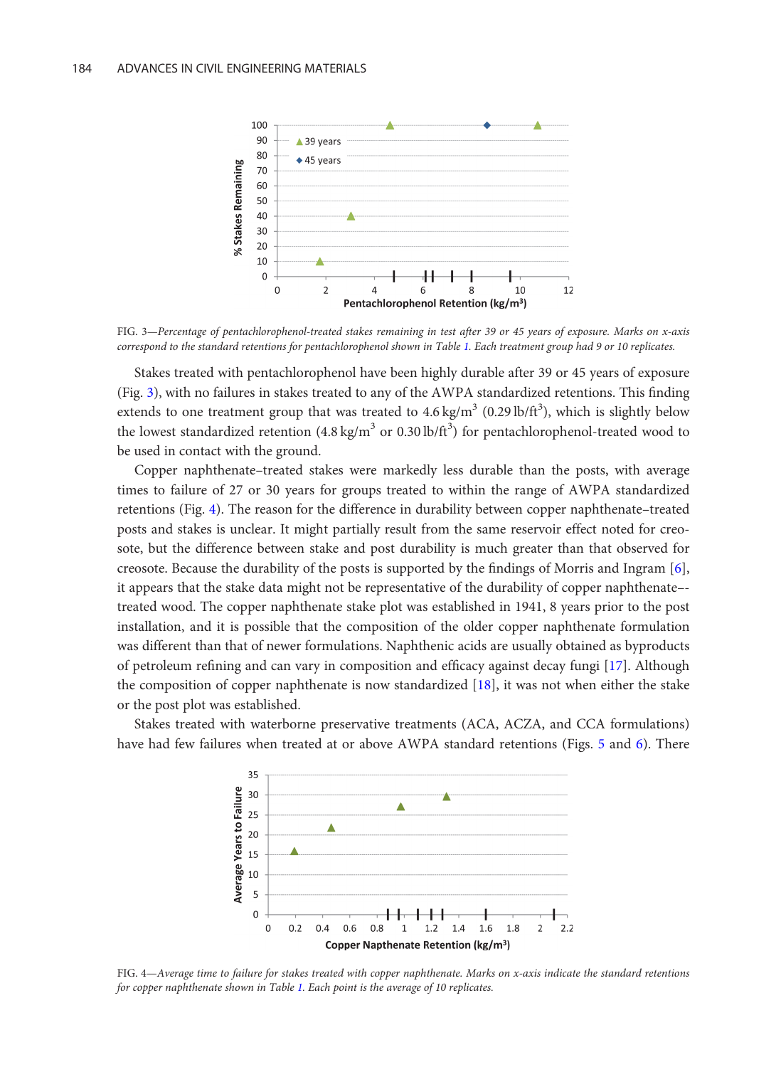FIG. 3—*Percentage of pentachlorophenol-treated stakes remaining in test after 39 or 45 years of exposure. Marks on x-axis correspond to the standard retentions for pentachlorophenol shown in Table 1. Each treatment group had 9 or 10 replicates.*

Stakes treated with pentachlorophenol have been highly durable after 39 or 45 years of exposure (Fig. 3), with no failures in stakes treated to any of the AWPA standardized retentions. This finding extends to one treatment group that was treated to 4.6 kg/m$^3$ (0.29 lb/ft$^3$), which is slightly below the lowest standardized retention (4.8 kg/m$^3$ or 0.30 lb/ft$^3$) for pentachlorophenol-treated wood to be used in contact with the ground.

Copper naphthenate–treated stakes were markedly less durable than the posts, with average times to failure of 27 or 30 years for groups treated to within the range of AWPA standardized retentions (Fig. 4). The reason for the difference in durability between copper naphthenate–treated posts and stakes is unclear. It might partially result from the same reservoir effect noted for creosote, but the difference between stake and post durability is much greater than that observed for creosote. Because the durability of the posts is supported by the findings of Morris and Ingram [6], it appears that the stake data might not be representative of the durability of copper naphthenate–-treated wood. The copper naphthenate stake plot was established in 1941, 8 years prior to the post installation, and it is possible that the composition of the older copper naphthenate formulation was different than that of newer formulations. Naphthenic acids are usually obtained as byproducts of petroleum refining and can vary in composition and efficacy against decay fungi [17]. Although the composition of copper naphthenate is now standardized [18], it was not when either the stake or the post plot was established.

Stakes treated with waterborne preservative treatments (ACA, ACZA, and CCA formulations) have had few failures when treated at or above AWPA standard retentions (Figs. 5 and 6). There

FIG. 4—*Average time to failure for stakes treated with copper naphthenate. Marks on x-axis indicate the standard retentions for copper naphthenate shown in Table 1. Each point is the average of 10 replicates.*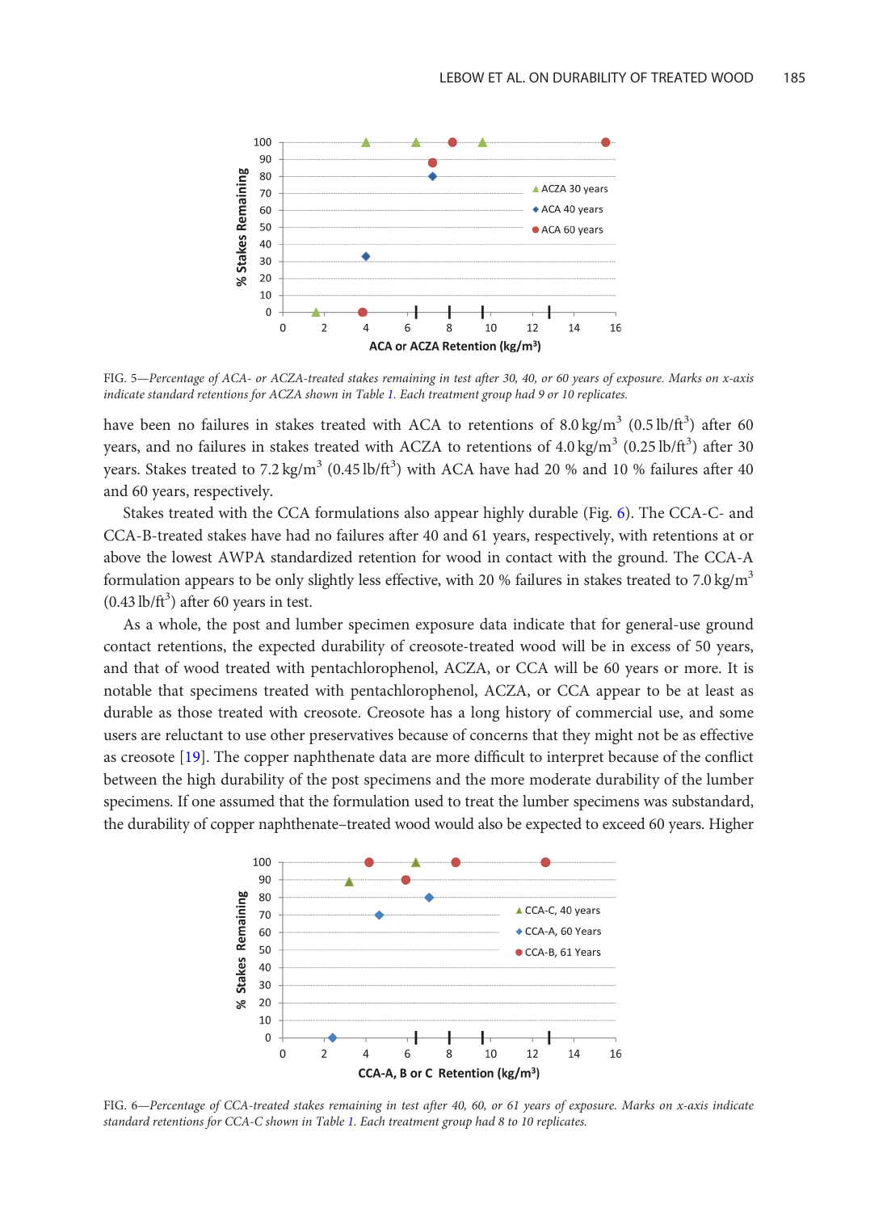FIG. 5—*Percentage of ACA- or ACZA-treated stakes remaining in test after 30, 40, or 60 years of exposure. Marks on x-axis indicate standard retentions for ACZA shown in Table 1. Each treatment group had 9 or 10 replicates.*

have been no failures in stakes treated with ACA to retentions of 8.0 kg/m$^3$ (0.5 lb/ft$^3$) after 60 years, and no failures in stakes treated with ACZA to retentions of 4.0 kg/m$^3$ (0.25 lb/ft$^3$) after 30 years. Stakes treated to 7.2 kg/m$^3$ (0.45 lb/ft$^3$) with ACA have had 20 % and 10 % failures after 40 and 60 years, respectively.

Stakes treated with the CCA formulations also appear highly durable (Fig. 6). The CCA-C- and CCA-B-treated stakes have had no failures after 40 and 61 years, respectively, with retentions at or above the lowest AWPA standardized retention for wood in contact with the ground. The CCA-A formulation appears to be only slightly less effective, with 20 % failures in stakes treated to 7.0 kg/m$^3$ (0.43 lb/ft$^3$) after 60 years in test.

As a whole, the post and lumber specimen exposure data indicate that for general-use ground contact retentions, the expected durability of creosote-treated wood will be in excess of 50 years, and that of wood treated with pentachlorophenol, ACZA, or CCA will be 60 years or more. It is notable that specimens treated with pentachlorophenol, ACZA, or CCA appear to be at least as durable as those treated with creosote. Creosote has a long history of commercial use, and some users are reluctant to use other preservatives because of concerns that they might not be as effective as creosote [19]. The copper naphthenate data are more difficult to interpret because of the conflict between the high durability of the post specimens and the more moderate durability of the lumber specimens. If one assumed that the formulation used to treat the lumber specimens was substandard, the durability of copper naphthenate–treated wood would also be expected to exceed 60 years. Higher

FIG. 6—*Percentage of CCA-treated stakes remaining in test after 40, 60, or 61 years of exposure. Marks on x-axis indicate standard retentions for CCA-C shown in Table 1. Each treatment group had 8 to 10 replicates.*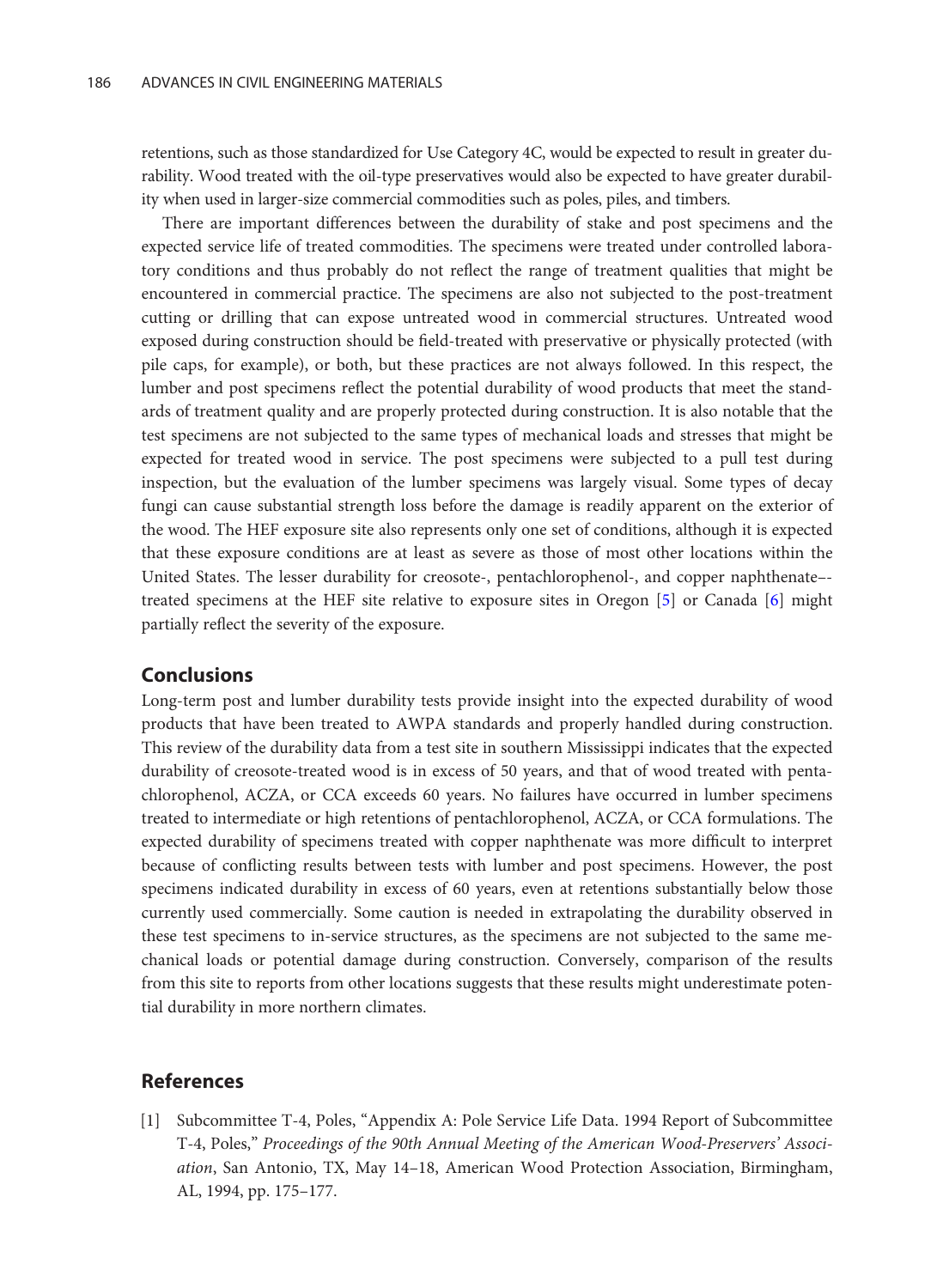retentions, such as those standardized for Use Category 4C, would be expected to result in greater durability. Wood treated with the oil-type preservatives would also be expected to have greater durability when used in larger-size commercial commodities such as poles, piles, and timbers.

There are important differences between the durability of stake and post specimens and the expected service life of treated commodities. The specimens were treated under controlled laboratory conditions and thus probably do not reflect the range of treatment qualities that might be encountered in commercial practice. The specimens are also not subjected to the post-treatment cutting or drilling that can expose untreated wood in commercial structures. Untreated wood exposed during construction should be field-treated with preservative or physically protected (with pile caps, for example), or both, but these practices are not always followed. In this respect, the lumber and post specimens reflect the potential durability of wood products that meet the standards of treatment quality and are properly protected during construction. It is also notable that the test specimens are not subjected to the same types of mechanical loads and stresses that might be expected for treated wood in service. The post specimens were subjected to a pull test during inspection, but the evaluation of the lumber specimens was largely visual. Some types of decay fungi can cause substantial strength loss before the damage is readily apparent on the exterior of the wood. The HEF exposure site also represents only one set of conditions, although it is expected that these exposure conditions are at least as severe as those of most other locations within the United States. The lesser durability for creosote-, pentachlorophenol-, and copper naphthenate–-treated specimens at the HEF site relative to exposure sites in Oregon [5] or Canada [6] might partially reflect the severity of the exposure.

## Conclusions

Long-term post and lumber durability tests provide insight into the expected durability of wood products that have been treated to AWPA standards and properly handled during construction. This review of the durability data from a test site in southern Mississippi indicates that the expected durability of creosote-treated wood is in excess of 50 years, and that of wood treated with pentachlorophenol, ACZA, or CCA exceeds 60 years. No failures have occurred in lumber specimens treated to intermediate or high retentions of pentachlorophenol, ACZA, or CCA formulations. The expected durability of specimens treated with copper naphthenate was more difficult to interpret because of conflicting results between tests with lumber and post specimens. However, the post specimens indicated durability in excess of 60 years, even at retentions substantially below those currently used commercially. Some caution is needed in extrapolating the durability observed in these test specimens to in-service structures, as the specimens are not subjected to the same mechanical loads or potential damage during construction. Conversely, comparison of the results from this site to reports from other locations suggests that these results might underestimate potential durability in more northern climates.

## References

[1] Subcommittee T-4, Poles, "Appendix A: Pole Service Life Data. 1994 Report of Subcommittee T-4, Poles," *Proceedings of the 90th Annual Meeting of the American Wood-Preservers' Association*, San Antonio, TX, May 14–18, American Wood Protection Association, Birmingham, AL, 1994, pp. 175–177.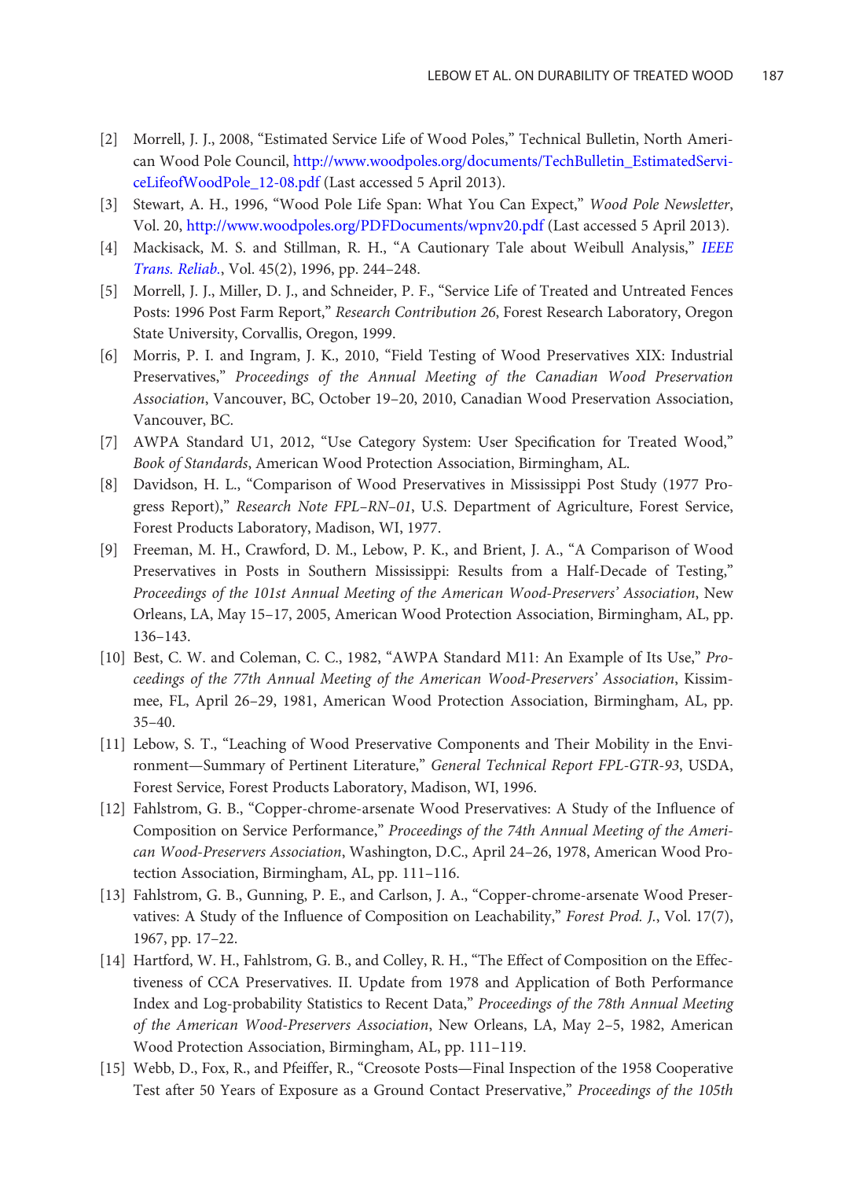[2] Morrell, J. J., 2008, "Estimated Service Life of Wood Poles," Technical Bulletin, North American Wood Pole Council, http://www.woodpoles.org/documents/TechBulletin_EstimatedServiceLifeofWoodPole_12-08.pdf (Last accessed 5 April 2013).

[3] Stewart, A. H., 1996, "Wood Pole Life Span: What You Can Expect," *Wood Pole Newsletter*, Vol. 20, http://www.woodpoles.org/PDFDocuments/wpnv20.pdf (Last accessed 5 April 2013).

[4] Mackisack, M. S. and Stillman, R. H., "A Cautionary Tale about Weibull Analysis," *IEEE Trans. Reliab.*, Vol. 45(2), 1996, pp. 244–248.

[5] Morrell, J. J., Miller, D. J., and Schneider, P. F., "Service Life of Treated and Untreated Fences Posts: 1996 Post Farm Report," *Research Contribution 26*, Forest Research Laboratory, Oregon State University, Corvallis, Oregon, 1999.

[6] Morris, P. I. and Ingram, J. K., 2010, "Field Testing of Wood Preservatives XIX: Industrial Preservatives," *Proceedings of the Annual Meeting of the Canadian Wood Preservation Association*, Vancouver, BC, October 19–20, 2010, Canadian Wood Preservation Association, Vancouver, BC.

[7] AWPA Standard U1, 2012, "Use Category System: User Specification for Treated Wood," *Book of Standards*, American Wood Protection Association, Birmingham, AL.

[8] Davidson, H. L., "Comparison of Wood Preservatives in Mississippi Post Study (1977 Progress Report)," *Research Note FPL–RN–01*, U.S. Department of Agriculture, Forest Service, Forest Products Laboratory, Madison, WI, 1977.

[9] Freeman, M. H., Crawford, D. M., Lebow, P. K., and Brient, J. A., "A Comparison of Wood Preservatives in Posts in Southern Mississippi: Results from a Half-Decade of Testing," *Proceedings of the 101st Annual Meeting of the American Wood-Preservers' Association*, New Orleans, LA, May 15–17, 2005, American Wood Protection Association, Birmingham, AL, pp. 136–143.

[10] Best, C. W. and Coleman, C. C., 1982, "AWPA Standard M11: An Example of Its Use," *Proceedings of the 77th Annual Meeting of the American Wood-Preservers' Association*, Kissimmee, FL, April 26–29, 1981, American Wood Protection Association, Birmingham, AL, pp. 35–40.

[11] Lebow, S. T., "Leaching of Wood Preservative Components and Their Mobility in the Environment—Summary of Pertinent Literature," *General Technical Report FPL-GTR-93*, USDA, Forest Service, Forest Products Laboratory, Madison, WI, 1996.

[12] Fahlstrom, G. B., "Copper-chrome-arsenate Wood Preservatives: A Study of the Influence of Composition on Service Performance," *Proceedings of the 74th Annual Meeting of the American Wood-Preservers Association*, Washington, D.C., April 24–26, 1978, American Wood Protection Association, Birmingham, AL, pp. 111–116.

[13] Fahlstrom, G. B., Gunning, P. E., and Carlson, J. A., "Copper-chrome-arsenate Wood Preservatives: A Study of the Influence of Composition on Leachability," *Forest Prod. J.*, Vol. 17(7), 1967, pp. 17–22.

[14] Hartford, W. H., Fahlstrom, G. B., and Colley, R. H., "The Effect of Composition on the Effectiveness of CCA Preservatives. II. Update from 1978 and Application of Both Performance Index and Log-probability Statistics to Recent Data," *Proceedings of the 78th Annual Meeting of the American Wood-Preservers Association*, New Orleans, LA, May 2–5, 1982, American Wood Protection Association, Birmingham, AL, pp. 111–119.

[15] Webb, D., Fox, R., and Pfeiffer, R., "Creosote Posts—Final Inspection of the 1958 Cooperative Test after 50 Years of Exposure as a Ground Contact Preservative," *Proceedings of the 105th*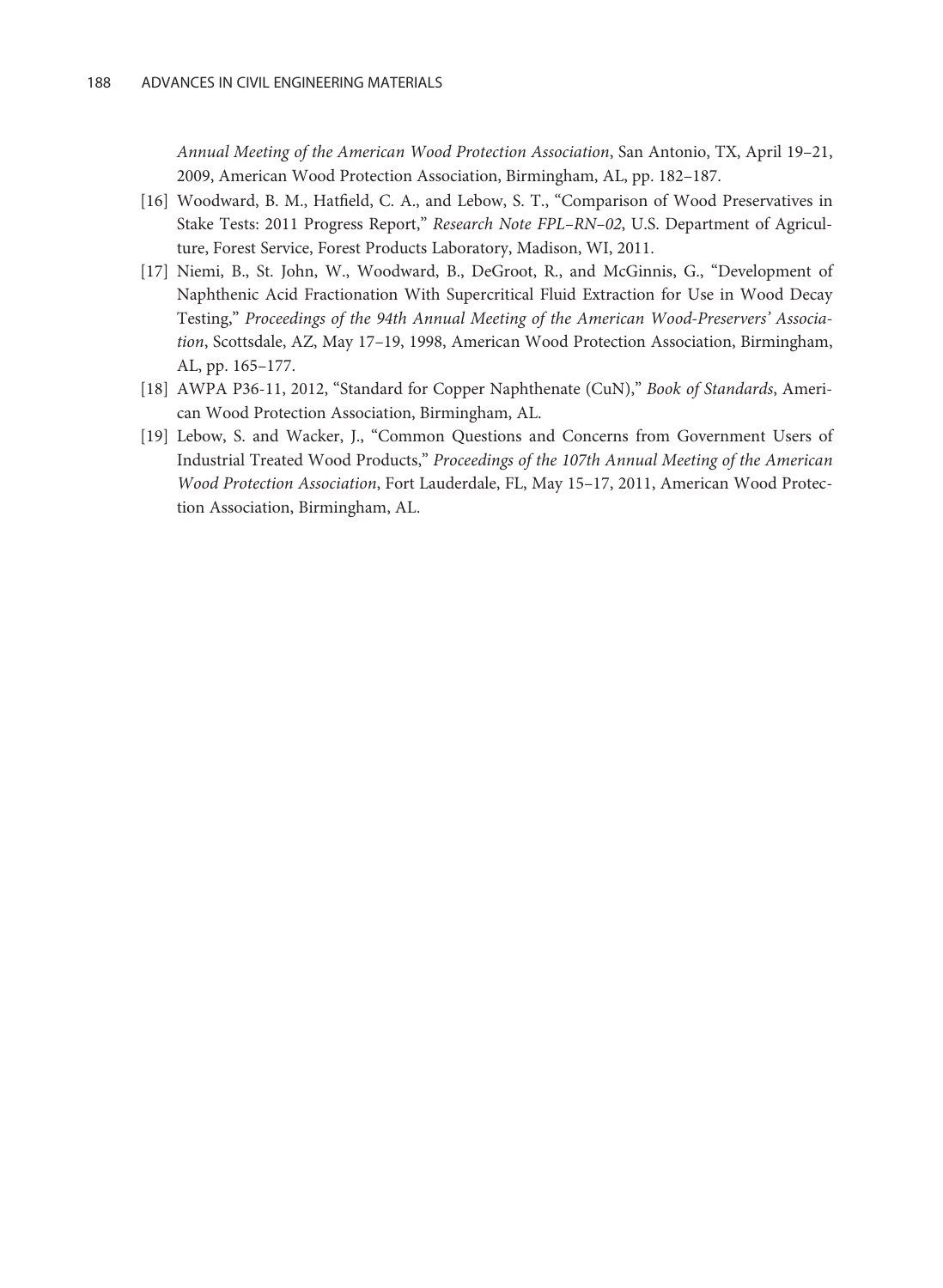*Annual Meeting of the American Wood Protection Association*, San Antonio, TX, April 19–21, 2009, American Wood Protection Association, Birmingham, AL, pp. 182–187.

[16] Woodward, B. M., Hatfield, C. A., and Lebow, S. T., "Comparison of Wood Preservatives in Stake Tests: 2011 Progress Report," *Research Note FPL–RN–02*, U.S. Department of Agriculture, Forest Service, Forest Products Laboratory, Madison, WI, 2011.

[17] Niemi, B., St. John, W., Woodward, B., DeGroot, R., and McGinnis, G., "Development of Naphthenic Acid Fractionation With Supercritical Fluid Extraction for Use in Wood Decay Testing," *Proceedings of the 94th Annual Meeting of the American Wood-Preservers' Association*, Scottsdale, AZ, May 17–19, 1998, American Wood Protection Association, Birmingham, AL, pp. 165–177.

[18] AWPA P36-11, 2012, "Standard for Copper Naphthenate (CuN)," *Book of Standards*, American Wood Protection Association, Birmingham, AL.

[19] Lebow, S. and Wacker, J., "Common Questions and Concerns from Government Users of Industrial Treated Wood Products," *Proceedings of the 107th Annual Meeting of the American Wood Protection Association*, Fort Lauderdale, FL, May 15–17, 2011, American Wood Protection Association, Birmingham, AL.